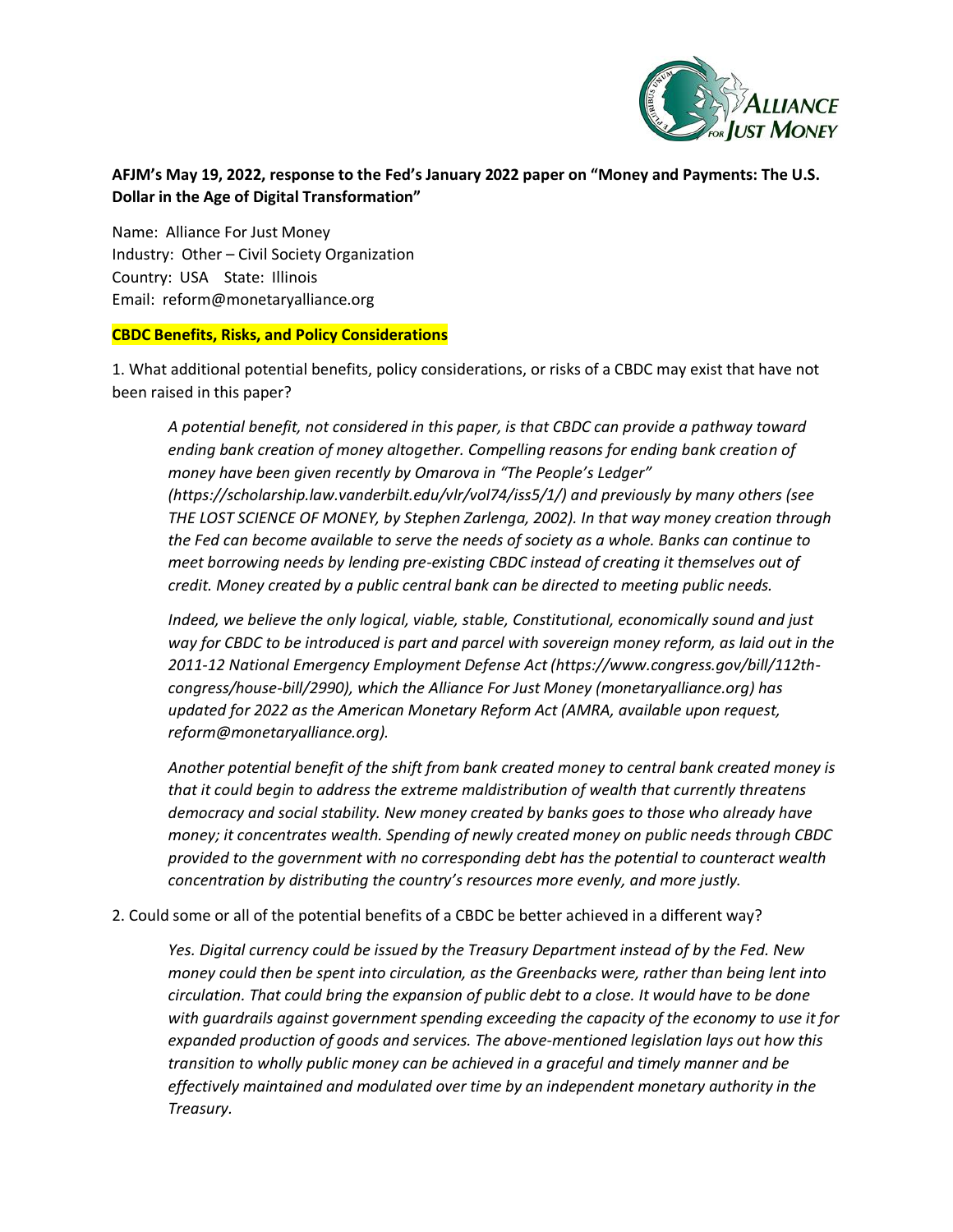**AFJM's May 19, 2022, response to the Fed's January 2022 paper on "Money and Payments: The U.S. Dollar in the Age of Digital Transformation"**

Name: Alliance For Just Money
Industry: Other – Civil Society Organization
Country: USA State: Illinois
Email: reform@monetaryalliance.org

**CBDC Benefits, Risks, and Policy Considerations**

1. What additional potential benefits, policy considerations, or risks of a CBDC may exist that have not been raised in this paper?

> *A potential benefit, not considered in this paper, is that CBDC can provide a pathway toward ending bank creation of money altogether. Compelling reasons for ending bank creation of money have been given recently by Omarova in "The People's Ledger" (https://scholarship.law.vanderbilt.edu/vlr/vol74/iss5/1/) and previously by many others (see THE LOST SCIENCE OF MONEY, by Stephen Zarlenga, 2002). In that way money creation through the Fed can become available to serve the needs of society as a whole. Banks can continue to meet borrowing needs by lending pre-existing CBDC instead of creating it themselves out of credit. Money created by a public central bank can be directed to meeting public needs.*
>
> *Indeed, we believe the only logical, viable, stable, Constitutional, economically sound and just way for CBDC to be introduced is part and parcel with sovereign money reform, as laid out in the 2011-12 National Emergency Employment Defense Act (https://www.congress.gov/bill/112th-congress/house-bill/2990), which the Alliance For Just Money (monetaryalliance.org) has updated for 2022 as the American Monetary Reform Act (AMRA, available upon request, reform@monetaryalliance.org).*
>
> *Another potential benefit of the shift from bank created money to central bank created money is that it could begin to address the extreme maldistribution of wealth that currently threatens democracy and social stability. New money created by banks goes to those who already have money; it concentrates wealth. Spending of newly created money on public needs through CBDC provided to the government with no corresponding debt has the potential to counteract wealth concentration by distributing the country's resources more evenly, and more justly.*

2. Could some or all of the potential benefits of a CBDC be better achieved in a different way?

> *Yes. Digital currency could be issued by the Treasury Department instead of by the Fed. New money could then be spent into circulation, as the Greenbacks were, rather than being lent into circulation. That could bring the expansion of public debt to a close. It would have to be done with guardrails against government spending exceeding the capacity of the economy to use it for expanded production of goods and services. The above-mentioned legislation lays out how this transition to wholly public money can be achieved in a graceful and timely manner and be effectively maintained and modulated over time by an independent monetary authority in the Treasury.*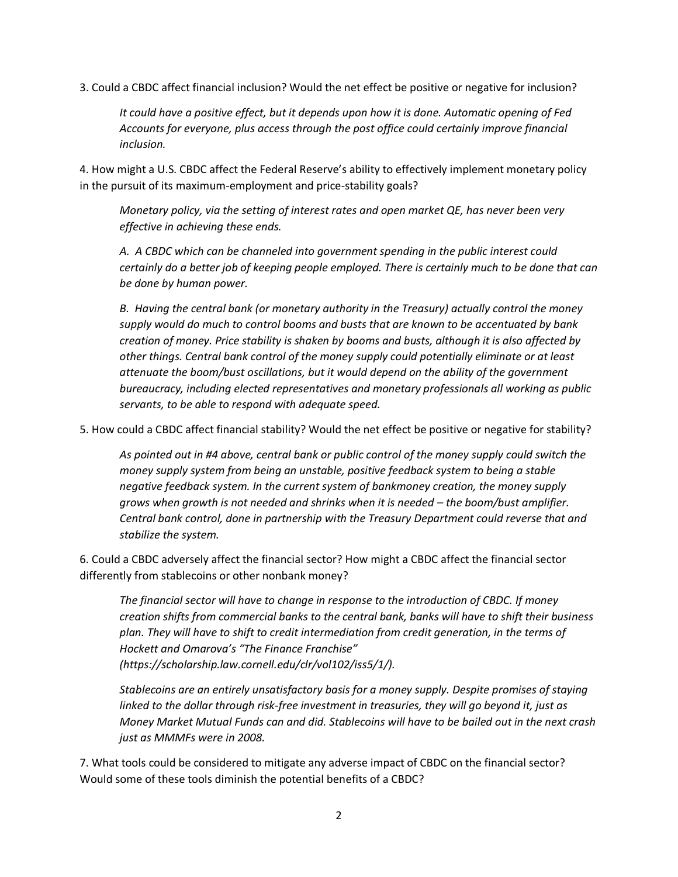3. Could a CBDC affect financial inclusion? Would the net effect be positive or negative for inclusion?

> *It could have a positive effect, but it depends upon how it is done. Automatic opening of Fed Accounts for everyone, plus access through the post office could certainly improve financial inclusion.*

4. How might a U.S. CBDC affect the Federal Reserve's ability to effectively implement monetary policy in the pursuit of its maximum-employment and price-stability goals?

> *Monetary policy, via the setting of interest rates and open market QE, has never been very effective in achieving these ends.*
>
> *A. A CBDC which can be channeled into government spending in the public interest could certainly do a better job of keeping people employed. There is certainly much to be done that can be done by human power.*
>
> *B. Having the central bank (or monetary authority in the Treasury) actually control the money supply would do much to control booms and busts that are known to be accentuated by bank creation of money. Price stability is shaken by booms and busts, although it is also affected by other things. Central bank control of the money supply could potentially eliminate or at least attenuate the boom/bust oscillations, but it would depend on the ability of the government bureaucracy, including elected representatives and monetary professionals all working as public servants, to be able to respond with adequate speed.*

5. How could a CBDC affect financial stability? Would the net effect be positive or negative for stability?

> *As pointed out in #4 above, central bank or public control of the money supply could switch the money supply system from being an unstable, positive feedback system to being a stable negative feedback system. In the current system of bankmoney creation, the money supply grows when growth is not needed and shrinks when it is needed – the boom/bust amplifier. Central bank control, done in partnership with the Treasury Department could reverse that and stabilize the system.*

6. Could a CBDC adversely affect the financial sector? How might a CBDC affect the financial sector differently from stablecoins or other nonbank money?

> *The financial sector will have to change in response to the introduction of CBDC. If money creation shifts from commercial banks to the central bank, banks will have to shift their business plan. They will have to shift to credit intermediation from credit generation, in the terms of Hockett and Omarova's "The Finance Franchise" (https://scholarship.law.cornell.edu/clr/vol102/iss5/1/).*
>
> *Stablecoins are an entirely unsatisfactory basis for a money supply. Despite promises of staying linked to the dollar through risk-free investment in treasuries, they will go beyond it, just as Money Market Mutual Funds can and did. Stablecoins will have to be bailed out in the next crash just as MMMFs were in 2008.*

7. What tools could be considered to mitigate any adverse impact of CBDC on the financial sector? Would some of these tools diminish the potential benefits of a CBDC?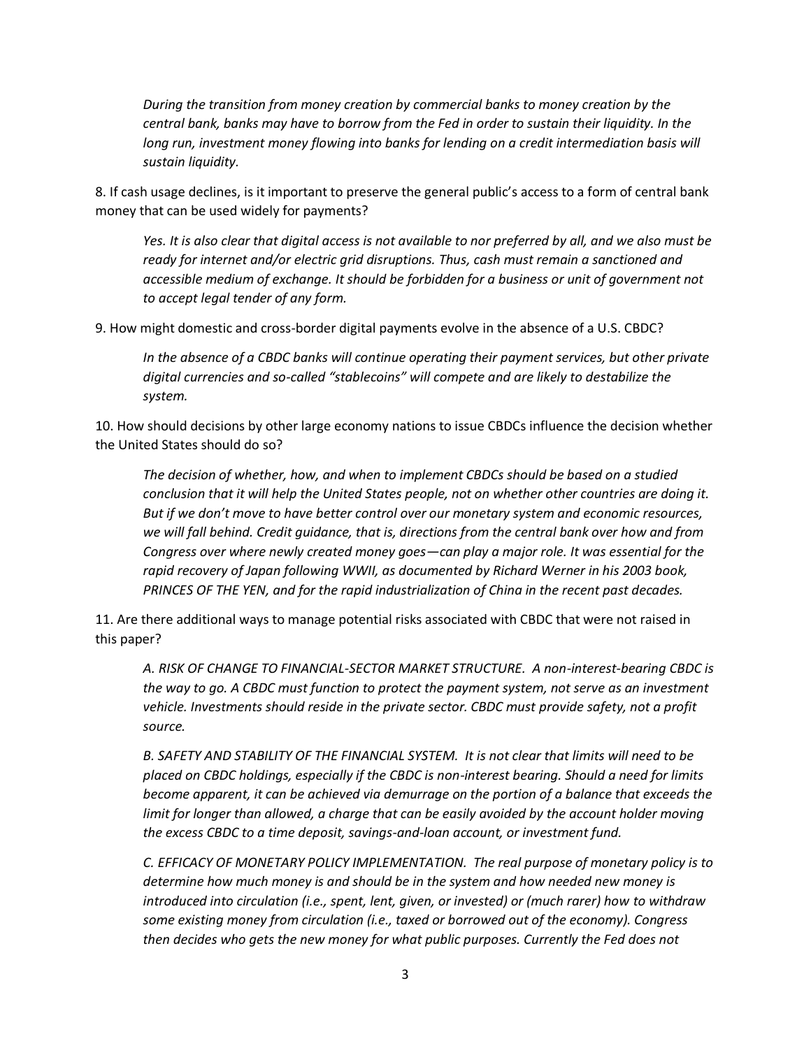*During the transition from money creation by commercial banks to money creation by the central bank, banks may have to borrow from the Fed in order to sustain their liquidity. In the long run, investment money flowing into banks for lending on a credit intermediation basis will sustain liquidity.*

8. If cash usage declines, is it important to preserve the general public's access to a form of central bank money that can be used widely for payments?

*Yes. It is also clear that digital access is not available to nor preferred by all, and we also must be ready for internet and/or electric grid disruptions. Thus, cash must remain a sanctioned and accessible medium of exchange. It should be forbidden for a business or unit of government not to accept legal tender of any form.*

9. How might domestic and cross-border digital payments evolve in the absence of a U.S. CBDC?

*In the absence of a CBDC banks will continue operating their payment services, but other private digital currencies and so-called "stablecoins" will compete and are likely to destabilize the system.*

10. How should decisions by other large economy nations to issue CBDCs influence the decision whether the United States should do so?

*The decision of whether, how, and when to implement CBDCs should be based on a studied conclusion that it will help the United States people, not on whether other countries are doing it. But if we don't move to have better control over our monetary system and economic resources, we will fall behind. Credit guidance, that is, directions from the central bank over how and from Congress over where newly created money goes—can play a major role. It was essential for the rapid recovery of Japan following WWII, as documented by Richard Werner in his 2003 book, PRINCES OF THE YEN, and for the rapid industrialization of China in the recent past decades.*

11. Are there additional ways to manage potential risks associated with CBDC that were not raised in this paper?

*A. RISK OF CHANGE TO FINANCIAL-SECTOR MARKET STRUCTURE. A non-interest-bearing CBDC is the way to go. A CBDC must function to protect the payment system, not serve as an investment vehicle. Investments should reside in the private sector. CBDC must provide safety, not a profit source.*

*B. SAFETY AND STABILITY OF THE FINANCIAL SYSTEM. It is not clear that limits will need to be placed on CBDC holdings, especially if the CBDC is non-interest bearing. Should a need for limits become apparent, it can be achieved via demurrage on the portion of a balance that exceeds the limit for longer than allowed, a charge that can be easily avoided by the account holder moving the excess CBDC to a time deposit, savings-and-loan account, or investment fund.*

*C. EFFICACY OF MONETARY POLICY IMPLEMENTATION. The real purpose of monetary policy is to determine how much money is and should be in the system and how needed new money is introduced into circulation (i.e., spent, lent, given, or invested) or (much rarer) how to withdraw some existing money from circulation (i.e., taxed or borrowed out of the economy). Congress then decides who gets the new money for what public purposes. Currently the Fed does not*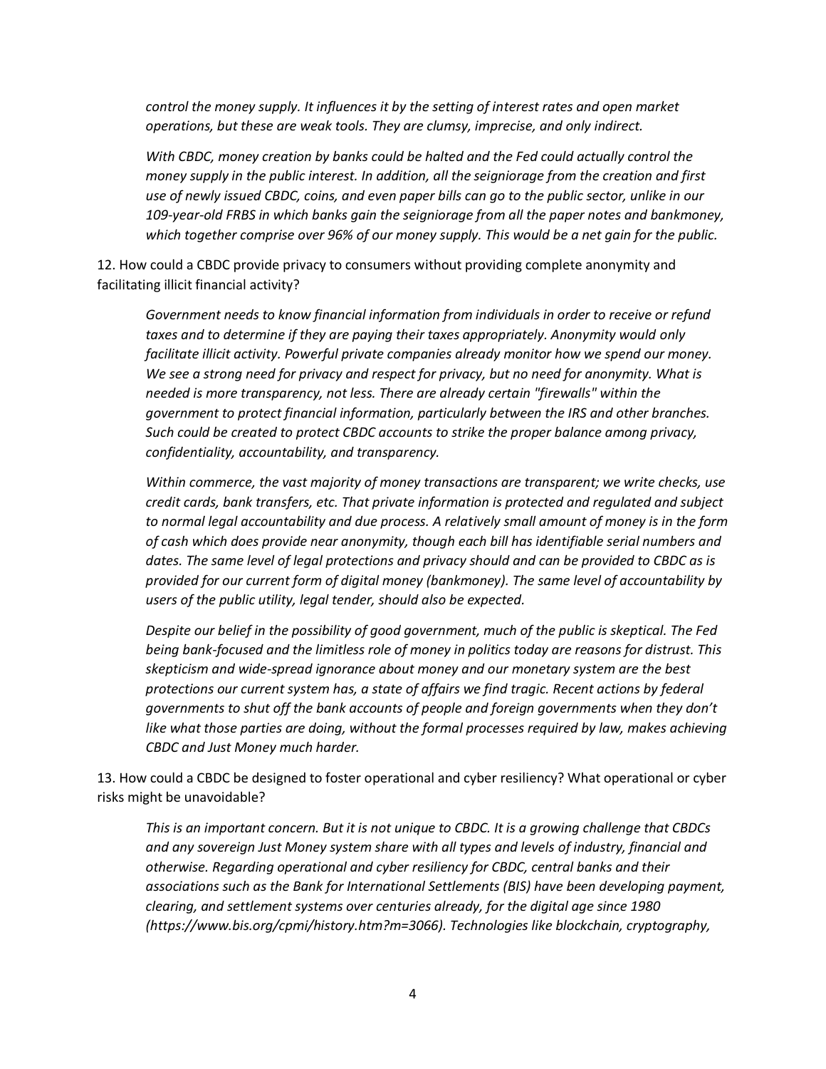*control the money supply. It influences it by the setting of interest rates and open market operations, but these are weak tools. They are clumsy, imprecise, and only indirect.*

*With CBDC, money creation by banks could be halted and the Fed could actually control the money supply in the public interest. In addition, all the seigniorage from the creation and first use of newly issued CBDC, coins, and even paper bills can go to the public sector, unlike in our 109-year-old FRBS in which banks gain the seigniorage from all the paper notes and bankmoney, which together comprise over 96% of our money supply. This would be a net gain for the public.*

12. How could a CBDC provide privacy to consumers without providing complete anonymity and facilitating illicit financial activity?

*Government needs to know financial information from individuals in order to receive or refund taxes and to determine if they are paying their taxes appropriately. Anonymity would only facilitate illicit activity. Powerful private companies already monitor how we spend our money. We see a strong need for privacy and respect for privacy, but no need for anonymity. What is needed is more transparency, not less. There are already certain "firewalls" within the government to protect financial information, particularly between the IRS and other branches. Such could be created to protect CBDC accounts to strike the proper balance among privacy, confidentiality, accountability, and transparency.*

*Within commerce, the vast majority of money transactions are transparent; we write checks, use credit cards, bank transfers, etc. That private information is protected and regulated and subject to normal legal accountability and due process. A relatively small amount of money is in the form of cash which does provide near anonymity, though each bill has identifiable serial numbers and dates. The same level of legal protections and privacy should and can be provided to CBDC as is provided for our current form of digital money (bankmoney). The same level of accountability by users of the public utility, legal tender, should also be expected.*

*Despite our belief in the possibility of good government, much of the public is skeptical. The Fed being bank-focused and the limitless role of money in politics today are reasons for distrust. This skepticism and wide-spread ignorance about money and our monetary system are the best protections our current system has, a state of affairs we find tragic. Recent actions by federal governments to shut off the bank accounts of people and foreign governments when they don't like what those parties are doing, without the formal processes required by law, makes achieving CBDC and Just Money much harder.*

13. How could a CBDC be designed to foster operational and cyber resiliency? What operational or cyber risks might be unavoidable?

*This is an important concern. But it is not unique to CBDC. It is a growing challenge that CBDCs and any sovereign Just Money system share with all types and levels of industry, financial and otherwise. Regarding operational and cyber resiliency for CBDC, central banks and their associations such as the Bank for International Settlements (BIS) have been developing payment, clearing, and settlement systems over centuries already, for the digital age since 1980 (https://www.bis.org/cpmi/history.htm?m=3066). Technologies like blockchain, cryptography,*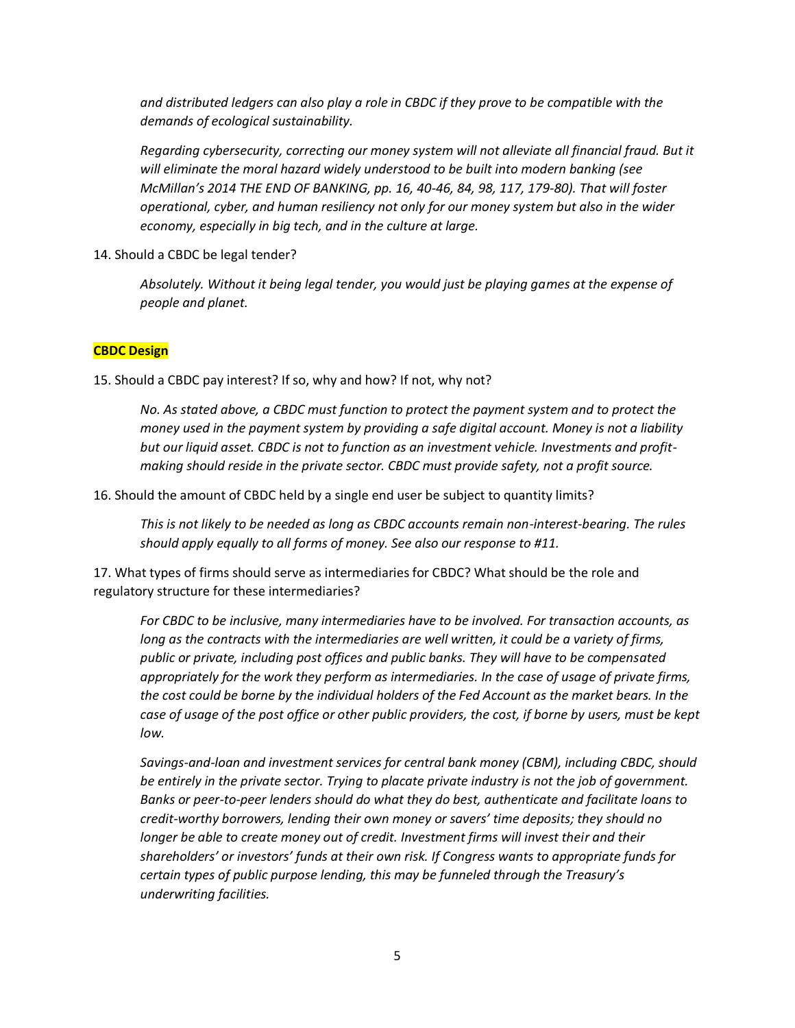*and distributed ledgers can also play a role in CBDC if they prove to be compatible with the demands of ecological sustainability.*

*Regarding cybersecurity, correcting our money system will not alleviate all financial fraud. But it will eliminate the moral hazard widely understood to be built into modern banking (see McMillan's 2014 THE END OF BANKING, pp. 16, 40-46, 84, 98, 117, 179-80). That will foster operational, cyber, and human resiliency not only for our money system but also in the wider economy, especially in big tech, and in the culture at large.*

14. Should a CBDC be legal tender?

*Absolutely. Without it being legal tender, you would just be playing games at the expense of people and planet.*

**CBDC Design**

15. Should a CBDC pay interest? If so, why and how? If not, why not?

*No. As stated above, a CBDC must function to protect the payment system and to protect the money used in the payment system by providing a safe digital account. Money is not a liability but our liquid asset. CBDC is not to function as an investment vehicle. Investments and profit-making should reside in the private sector. CBDC must provide safety, not a profit source.*

16. Should the amount of CBDC held by a single end user be subject to quantity limits?

*This is not likely to be needed as long as CBDC accounts remain non-interest-bearing. The rules should apply equally to all forms of money. See also our response to #11.*

17. What types of firms should serve as intermediaries for CBDC? What should be the role and regulatory structure for these intermediaries?

*For CBDC to be inclusive, many intermediaries have to be involved. For transaction accounts, as long as the contracts with the intermediaries are well written, it could be a variety of firms, public or private, including post offices and public banks. They will have to be compensated appropriately for the work they perform as intermediaries. In the case of usage of private firms, the cost could be borne by the individual holders of the Fed Account as the market bears. In the case of usage of the post office or other public providers, the cost, if borne by users, must be kept low.*

*Savings-and-loan and investment services for central bank money (CBM), including CBDC, should be entirely in the private sector. Trying to placate private industry is not the job of government. Banks or peer-to-peer lenders should do what they do best, authenticate and facilitate loans to credit-worthy borrowers, lending their own money or savers' time deposits; they should no longer be able to create money out of credit. Investment firms will invest their and their shareholders' or investors' funds at their own risk. If Congress wants to appropriate funds for certain types of public purpose lending, this may be funneled through the Treasury's underwriting facilities.*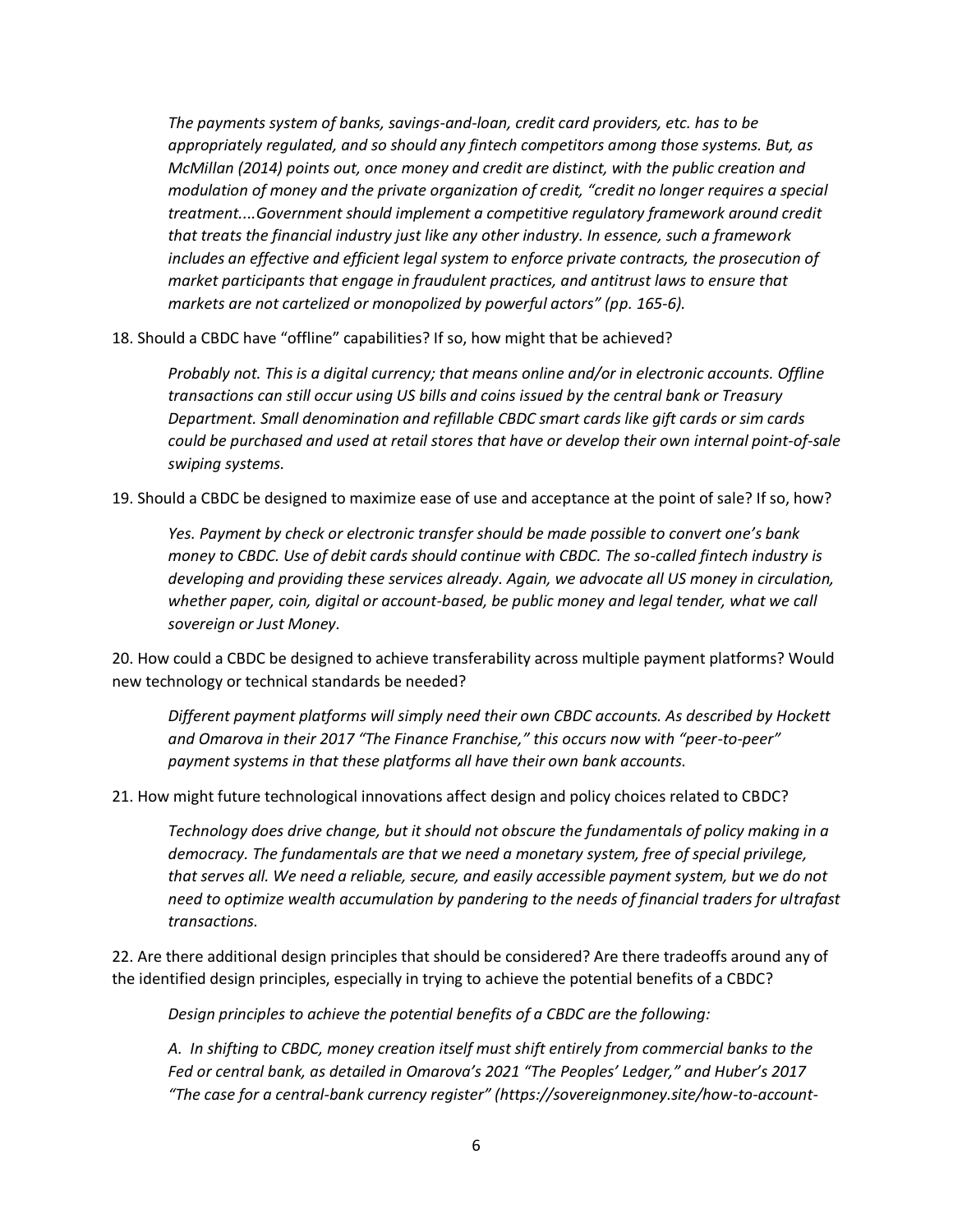*The payments system of banks, savings-and-loan, credit card providers, etc. has to be appropriately regulated, and so should any fintech competitors among those systems. But, as McMillan (2014) points out, once money and credit are distinct, with the public creation and modulation of money and the private organization of credit, "credit no longer requires a special treatment....Government should implement a competitive regulatory framework around credit that treats the financial industry just like any other industry. In essence, such a framework includes an effective and efficient legal system to enforce private contracts, the prosecution of market participants that engage in fraudulent practices, and antitrust laws to ensure that markets are not cartelized or monopolized by powerful actors" (pp. 165-6).*

18. Should a CBDC have "offline" capabilities? If so, how might that be achieved?

*Probably not. This is a digital currency; that means online and/or in electronic accounts. Offline transactions can still occur using US bills and coins issued by the central bank or Treasury Department. Small denomination and refillable CBDC smart cards like gift cards or sim cards could be purchased and used at retail stores that have or develop their own internal point-of-sale swiping systems.*

19. Should a CBDC be designed to maximize ease of use and acceptance at the point of sale? If so, how?

*Yes. Payment by check or electronic transfer should be made possible to convert one's bank money to CBDC. Use of debit cards should continue with CBDC. The so-called fintech industry is developing and providing these services already. Again, we advocate all US money in circulation, whether paper, coin, digital or account-based, be public money and legal tender, what we call sovereign or Just Money.*

20. How could a CBDC be designed to achieve transferability across multiple payment platforms? Would new technology or technical standards be needed?

*Different payment platforms will simply need their own CBDC accounts. As described by Hockett and Omarova in their 2017 "The Finance Franchise," this occurs now with "peer-to-peer" payment systems in that these platforms all have their own bank accounts.*

21. How might future technological innovations affect design and policy choices related to CBDC?

*Technology does drive change, but it should not obscure the fundamentals of policy making in a democracy. The fundamentals are that we need a monetary system, free of special privilege, that serves all. We need a reliable, secure, and easily accessible payment system, but we do not need to optimize wealth accumulation by pandering to the needs of financial traders for ultrafast transactions.*

22. Are there additional design principles that should be considered? Are there tradeoffs around any of the identified design principles, especially in trying to achieve the potential benefits of a CBDC?

*Design principles to achieve the potential benefits of a CBDC are the following:*

*A. In shifting to CBDC, money creation itself must shift entirely from commercial banks to the Fed or central bank, as detailed in Omarova's 2021 "The Peoples' Ledger," and Huber's 2017 "The case for a central-bank currency register" (https://sovereignmoney.site/how-to-account-*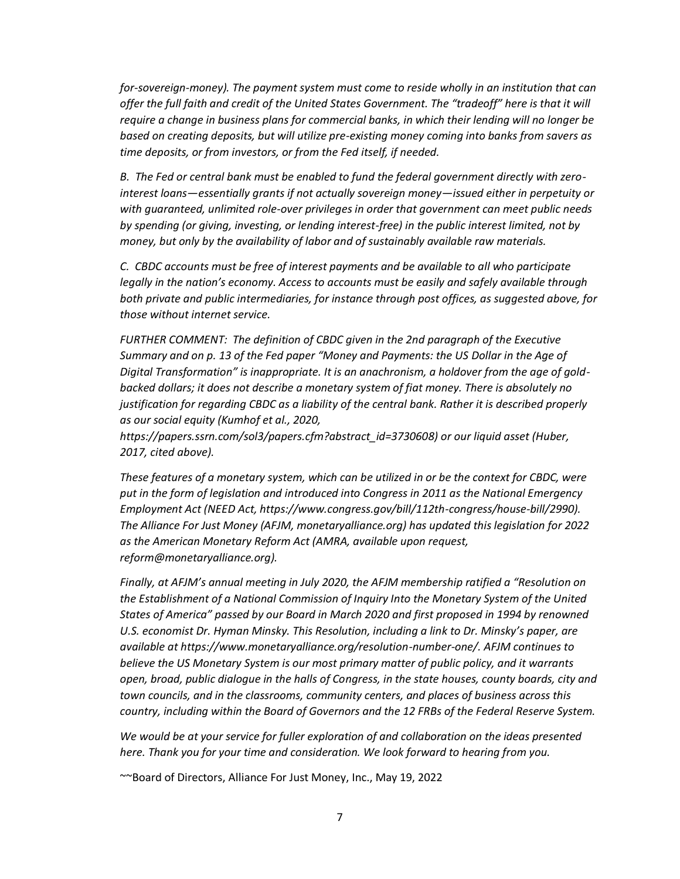*for-sovereign-money). The payment system must come to reside wholly in an institution that can offer the full faith and credit of the United States Government. The "tradeoff" here is that it will require a change in business plans for commercial banks, in which their lending will no longer be based on creating deposits, but will utilize pre-existing money coming into banks from savers as time deposits, or from investors, or from the Fed itself, if needed.*

*B. The Fed or central bank must be enabled to fund the federal government directly with zero-interest loans—essentially grants if not actually sovereign money—issued either in perpetuity or with guaranteed, unlimited role-over privileges in order that government can meet public needs by spending (or giving, investing, or lending interest-free) in the public interest limited, not by money, but only by the availability of labor and of sustainably available raw materials.*

*C. CBDC accounts must be free of interest payments and be available to all who participate legally in the nation's economy. Access to accounts must be easily and safely available through both private and public intermediaries, for instance through post offices, as suggested above, for those without internet service.*

*FURTHER COMMENT: The definition of CBDC given in the 2nd paragraph of the Executive Summary and on p. 13 of the Fed paper "Money and Payments: the US Dollar in the Age of Digital Transformation" is inappropriate. It is an anachronism, a holdover from the age of gold-backed dollars; it does not describe a monetary system of fiat money. There is absolutely no justification for regarding CBDC as a liability of the central bank. Rather it is described properly as our social equity (Kumhof et al., 2020, https://papers.ssrn.com/sol3/papers.cfm?abstract_id=3730608) or our liquid asset (Huber, 2017, cited above).*

*These features of a monetary system, which can be utilized in or be the context for CBDC, were put in the form of legislation and introduced into Congress in 2011 as the National Emergency Employment Act (NEED Act, https://www.congress.gov/bill/112th-congress/house-bill/2990). The Alliance For Just Money (AFJM, monetaryalliance.org) has updated this legislation for 2022 as the American Monetary Reform Act (AMRA, available upon request, reform@monetaryalliance.org).*

*Finally, at AFJM's annual meeting in July 2020, the AFJM membership ratified a "Resolution on the Establishment of a National Commission of Inquiry Into the Monetary System of the United States of America" passed by our Board in March 2020 and first proposed in 1994 by renowned U.S. economist Dr. Hyman Minsky. This Resolution, including a link to Dr. Minsky's paper, are available at https://www.monetaryalliance.org/resolution-number-one/. AFJM continues to believe the US Monetary System is our most primary matter of public policy, and it warrants open, broad, public dialogue in the halls of Congress, in the state houses, county boards, city and town councils, and in the classrooms, community centers, and places of business across this country, including within the Board of Governors and the 12 FRBs of the Federal Reserve System.*

*We would be at your service for fuller exploration of and collaboration on the ideas presented here. Thank you for your time and consideration. We look forward to hearing from you.*

~~Board of Directors, Alliance For Just Money, Inc., May 19, 2022